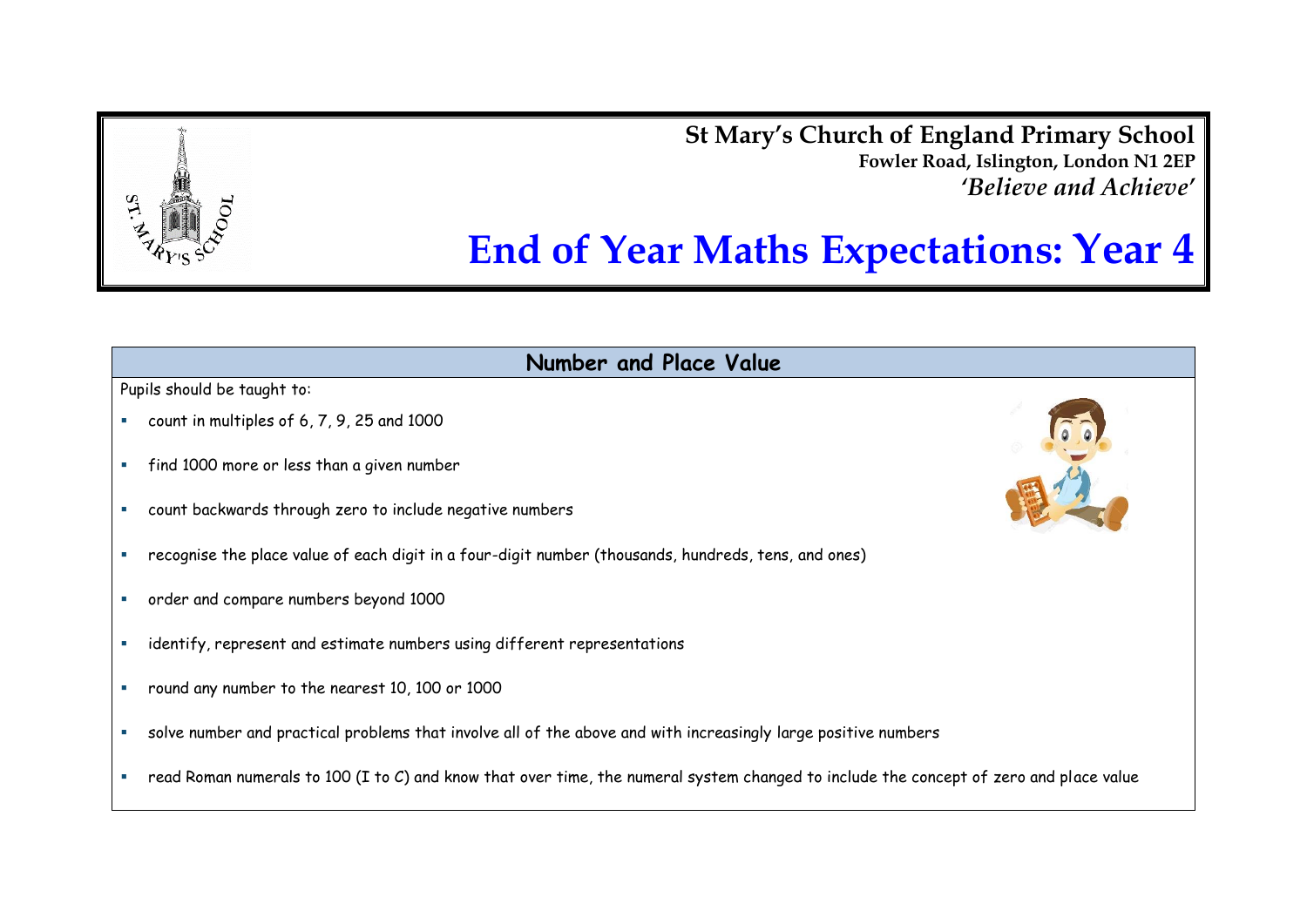**St Mary's Church of England Primary School**
**Fowler Road, Islington, London N1 2EP**
***'Believe and Achieve'***

# End of Year Maths Expectations: Year 4

## Number and Place Value

Pupils should be taught to:

- count in multiples of 6, 7, 9, 25 and 1000
- find 1000 more or less than a given number
- count backwards through zero to include negative numbers
- recognise the place value of each digit in a four-digit number (thousands, hundreds, tens, and ones)
- order and compare numbers beyond 1000
- identify, represent and estimate numbers using different representations
- round any number to the nearest 10, 100 or 1000
- solve number and practical problems that involve all of the above and with increasingly large positive numbers
- read Roman numerals to 100 (I to C) and know that over time, the numeral system changed to include the concept of zero and place value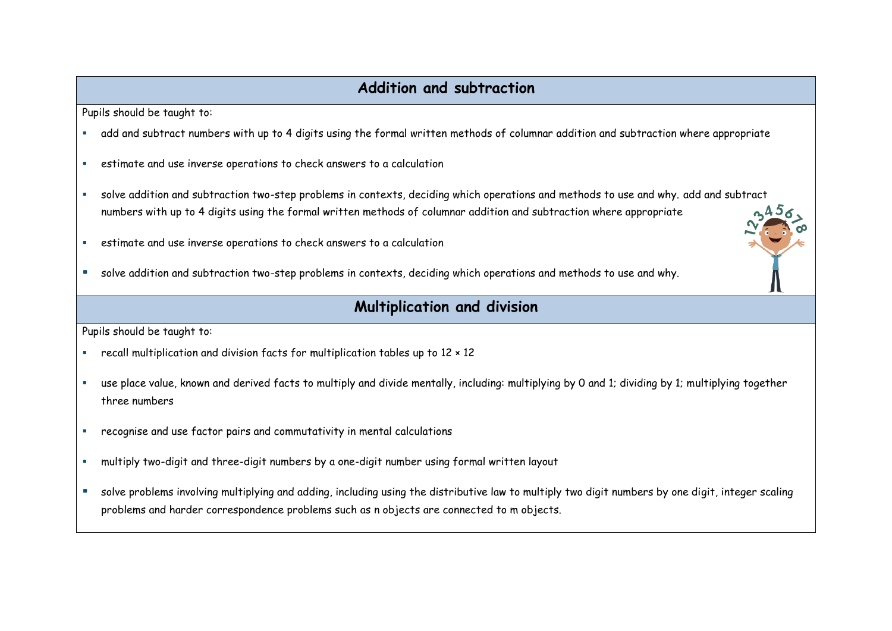## Addition and subtraction

Pupils should be taught to:

- add and subtract numbers with up to 4 digits using the formal written methods of columnar addition and subtraction where appropriate
- estimate and use inverse operations to check answers to a calculation
- solve addition and subtraction two-step problems in contexts, deciding which operations and methods to use and why. add and subtract numbers with up to 4 digits using the formal written methods of columnar addition and subtraction where appropriate
- estimate and use inverse operations to check answers to a calculation
- solve addition and subtraction two-step problems in contexts, deciding which operations and methods to use and why.

## Multiplication and division

Pupils should be taught to:

- recall multiplication and division facts for multiplication tables up to 12 × 12
- use place value, known and derived facts to multiply and divide mentally, including: multiplying by 0 and 1; dividing by 1; multiplying together three numbers
- recognise and use factor pairs and commutativity in mental calculations
- multiply two-digit and three-digit numbers by a one-digit number using formal written layout
- solve problems involving multiplying and adding, including using the distributive law to multiply two digit numbers by one digit, integer scaling problems and harder correspondence problems such as n objects are connected to m objects.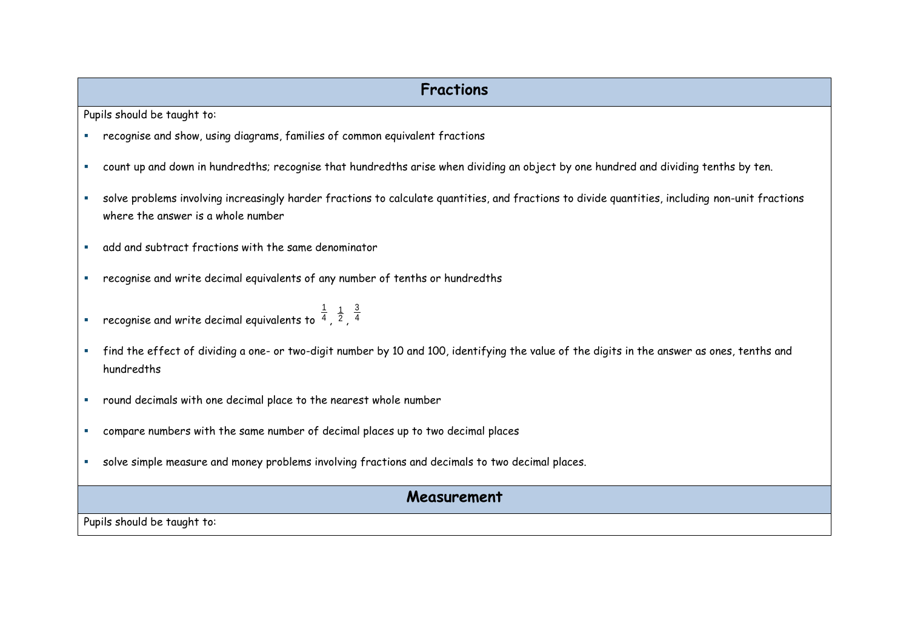## Fractions

Pupils should be taught to:

- recognise and show, using diagrams, families of common equivalent fractions
- count up and down in hundredths; recognise that hundredths arise when dividing an object by one hundred and dividing tenths by ten.
- solve problems involving increasingly harder fractions to calculate quantities, and fractions to divide quantities, including non-unit fractions where the answer is a whole number
- add and subtract fractions with the same denominator
- recognise and write decimal equivalents of any number of tenths or hundredths
- recognise and write decimal equivalents to $\frac{1}{4}$, $\frac{1}{2}$, $\frac{3}{4}$
- find the effect of dividing a one- or two-digit number by 10 and 100, identifying the value of the digits in the answer as ones, tenths and hundredths
- round decimals with one decimal place to the nearest whole number
- compare numbers with the same number of decimal places up to two decimal places
- solve simple measure and money problems involving fractions and decimals to two decimal places.

## Measurement

Pupils should be taught to: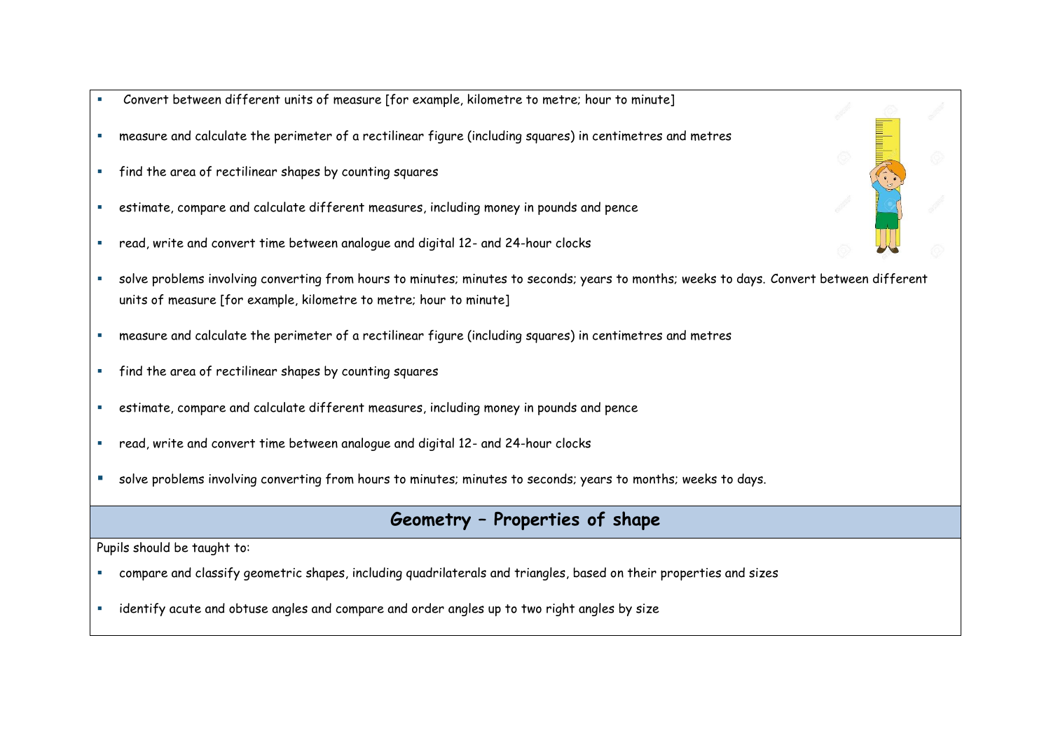- Convert between different units of measure [for example, kilometre to metre; hour to minute]
- measure and calculate the perimeter of a rectilinear figure (including squares) in centimetres and metres
- find the area of rectilinear shapes by counting squares
- estimate, compare and calculate different measures, including money in pounds and pence
- read, write and convert time between analogue and digital 12- and 24-hour clocks
- solve problems involving converting from hours to minutes; minutes to seconds; years to months; weeks to days. Convert between different units of measure [for example, kilometre to metre; hour to minute]
- measure and calculate the perimeter of a rectilinear figure (including squares) in centimetres and metres
- find the area of rectilinear shapes by counting squares
- estimate, compare and calculate different measures, including money in pounds and pence
- read, write and convert time between analogue and digital 12- and 24-hour clocks
- solve problems involving converting from hours to minutes; minutes to seconds; years to months; weeks to days.

## Geometry – Properties of shape

Pupils should be taught to:

- compare and classify geometric shapes, including quadrilaterals and triangles, based on their properties and sizes
- identify acute and obtuse angles and compare and order angles up to two right angles by size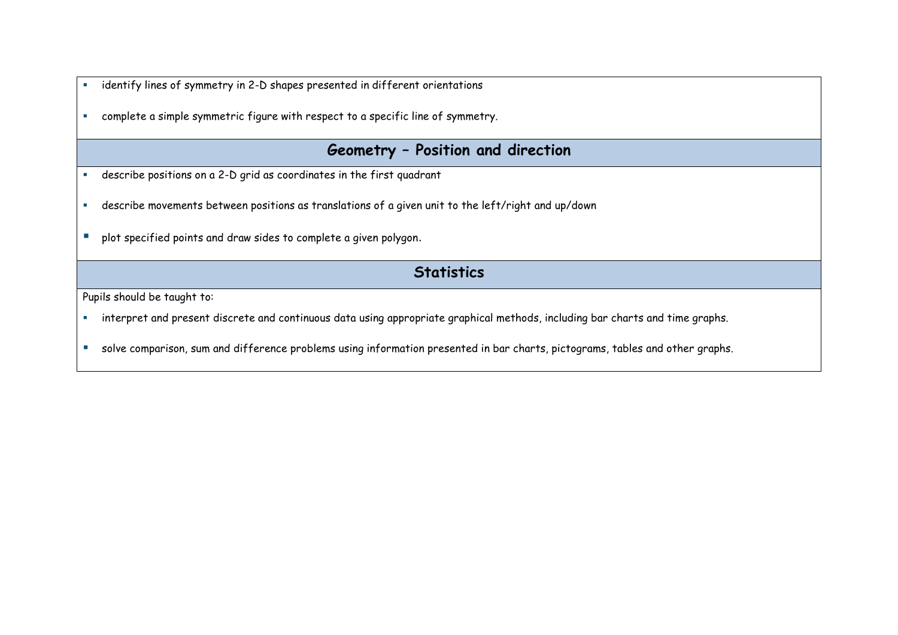- identify lines of symmetry in 2-D shapes presented in different orientations
- complete a simple symmetric figure with respect to a specific line of symmetry.

## Geometry – Position and direction

- describe positions on a 2-D grid as coordinates in the first quadrant
- describe movements between positions as translations of a given unit to the left/right and up/down
- plot specified points and draw sides to complete a given polygon.

## Statistics

Pupils should be taught to:

- interpret and present discrete and continuous data using appropriate graphical methods, including bar charts and time graphs.
- solve comparison, sum and difference problems using information presented in bar charts, pictograms, tables and other graphs.